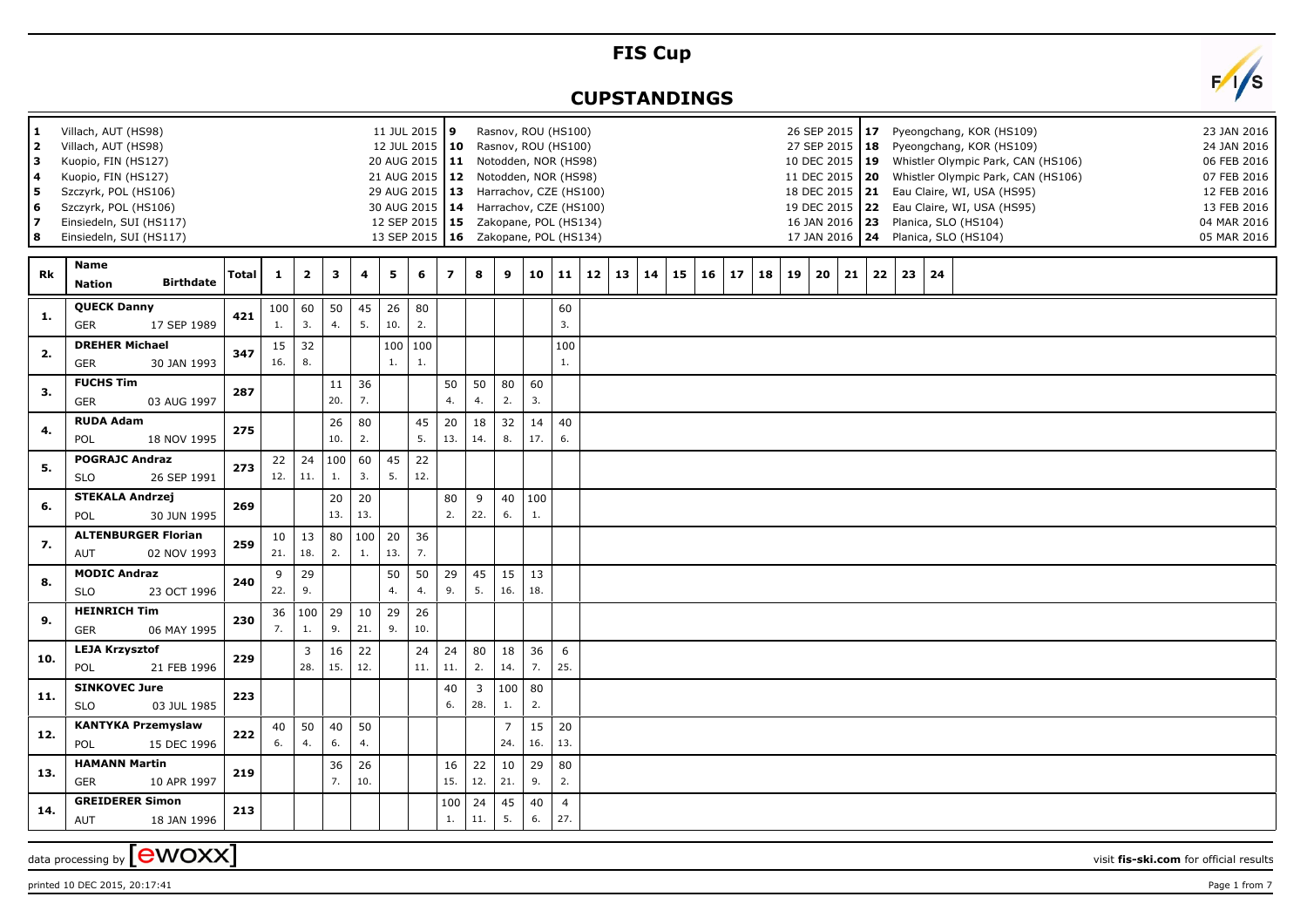# FIS Cup

## CUPSTANDINGS

| # | Venue | Date | # | Venue | Date | # | Venue | Date |
|---|---|---|---|---|---|---|---|---|
| 1 | Villach, AUT (HS98) | 11 JUL 2015 | 9 | Rasnov, ROU (HS100) | 26 SEP 2015 | 17 | Pyeongchang, KOR (HS109) | 23 JAN 2016 |
| 2 | Villach, AUT (HS98) | 12 JUL 2015 | 10 | Rasnov, ROU (HS100) | 27 SEP 2015 | 18 | Pyeongchang, KOR (HS109) | 24 JAN 2016 |
| 3 | Kuopio, FIN (HS127) | 20 AUG 2015 | 11 | Notodden, NOR (HS98) | 10 DEC 2015 | 19 | Whistler Olympic Park, CAN (HS106) | 06 FEB 2016 |
| 4 | Kuopio, FIN (HS127) | 21 AUG 2015 | 12 | Notodden, NOR (HS98) | 11 DEC 2015 | 20 | Whistler Olympic Park, CAN (HS106) | 07 FEB 2016 |
| 5 | Szczyrk, POL (HS106) | 29 AUG 2015 | 13 | Harrachov, CZE (HS100) | 18 DEC 2015 | 21 | Eau Claire, WI, USA (HS95) | 12 FEB 2016 |
| 6 | Szczyrk, POL (HS106) | 30 AUG 2015 | 14 | Harrachov, CZE (HS100) | 19 DEC 2015 | 22 | Eau Claire, WI, USA (HS95) | 13 FEB 2016 |
| 7 | Einsiedeln, SUI (HS117) | 12 SEP 2015 | 15 | Zakopane, POL (HS134) | 16 JAN 2016 | 23 | Planica, SLO (HS104) | 04 MAR 2016 |
| 8 | Einsiedeln, SUI (HS117) | 13 SEP 2015 | 16 | Zakopane, POL (HS134) | 17 JAN 2016 | 24 | Planica, SLO (HS104) | 05 MAR 2016 |

| Rk | Name / Nation / Birthdate | Total | 1 | 2 | 3 | 4 | 5 | 6 | 7 | 8 | 9 | 10 | 11 | 12 | 13 | 14 | 15 | 16 | 17 | 18 | 19 | 20 | 21 | 22 | 23 | 24 |
|---|---|---|---|---|---|---|---|---|---|---|---|---|---|---|---|---|---|---|---|---|---|---|---|---|---|---|
| 1. | QUECK Danny, GER, 17 SEP 1989 | 421 | 100 (1.) | 60 (3.) | 50 (4.) | 45 (5.) | 26 (10.) | 80 (2.) | | | | | 60 (3.) | | | | | | | | | | | | | |
| 2. | DREHER Michael, GER, 30 JAN 1993 | 347 | 15 (16.) | 32 (8.) | | | 100 (1.) | 100 (1.) | | | | | 100 (1.) | | | | | | | | | | | | | |
| 3. | FUCHS Tim, GER, 03 AUG 1997 | 287 | | | 11 (20.) | 36 (7.) | | | 50 (4.) | 50 (4.) | 80 (2.) | 60 (3.) | | | | | | | | | | | | | | |
| 4. | RUDA Adam, POL, 18 NOV 1995 | 275 | | | 26 (10.) | 80 (2.) | | 45 (5.) | 20 (13.) | 18 (14.) | 32 (8.) | 14 (17.) | 40 (6.) | | | | | | | | | | | | | |
| 5. | POGRAJC Andraz, SLO, 26 SEP 1991 | 273 | 22 (12.) | 24 (11.) | 100 (1.) | 60 (3.) | 45 (5.) | 22 (12.) | | | | | | | | | | | | | | | | | | |
| 6. | STEKALA Andrzej, POL, 30 JUN 1995 | 269 | | | 20 (13.) | 20 (13.) | | | 80 (2.) | 9 (22.) | 40 (6.) | 100 (1.) | | | | | | | | | | | | | | |
| 7. | ALTENBURGER Florian, AUT, 02 NOV 1993 | 259 | 10 (21.) | 13 (18.) | 80 (2.) | 100 (1.) | 20 (13.) | 36 (7.) | | | | | | | | | | | | | | | | | | |
| 8. | MODIC Andraz, SLO, 23 OCT 1996 | 240 | 9 (22.) | 29 (9.) | | | 50 (4.) | 50 (4.) | 29 (9.) | 45 (5.) | 15 (16.) | 13 (18.) | | | | | | | | | | | | | | |
| 9. | HEINRICH Tim, GER, 06 MAY 1995 | 230 | 36 (7.) | 100 (1.) | 29 (9.) | 10 (21.) | 29 (9.) | 26 (10.) | | | | | | | | | | | | | | | | | | |
| 10. | LEJA Krzysztof, POL, 21 FEB 1996 | 229 | | 3 (28.) | 16 (15.) | 22 (12.) | | 24 (11.) | 24 (11.) | 80 (2.) | 18 (14.) | 36 (7.) | 6 (25.) | | | | | | | | | | | | | |
| 11. | SINKOVEC Jure, SLO, 03 JUL 1985 | 223 | | | | | | | 40 (6.) | 3 (28.) | 100 (1.) | 80 (2.) | | | | | | | | | | | | | | |
| 12. | KANTYKA Przemyslaw, POL, 15 DEC 1996 | 222 | 40 (6.) | 50 (4.) | 40 (6.) | 50 (4.) | | | | | 7 (24.) | 15 (16.) | 20 (13.) | | | | | | | | | | | | | |
| 13. | HAMANN Martin, GER, 10 APR 1997 | 219 | | | 36 (7.) | 26 (10.) | | | 16 (15.) | 22 (12.) | 10 (21.) | 29 (9.) | 80 (2.) | | | | | | | | | | | | | |
| 14. | GREIDERER Simon, AUT, 18 JAN 1996 | 213 | | | | | | | 100 (1.) | 24 (11.) | 45 (5.) | 40 (6.) | 4 (27.) | | | | | | | | | | | | | |

data processing by [ewoxx] visit fis-ski.com for official results

printed 10 DEC 2015, 20:17:41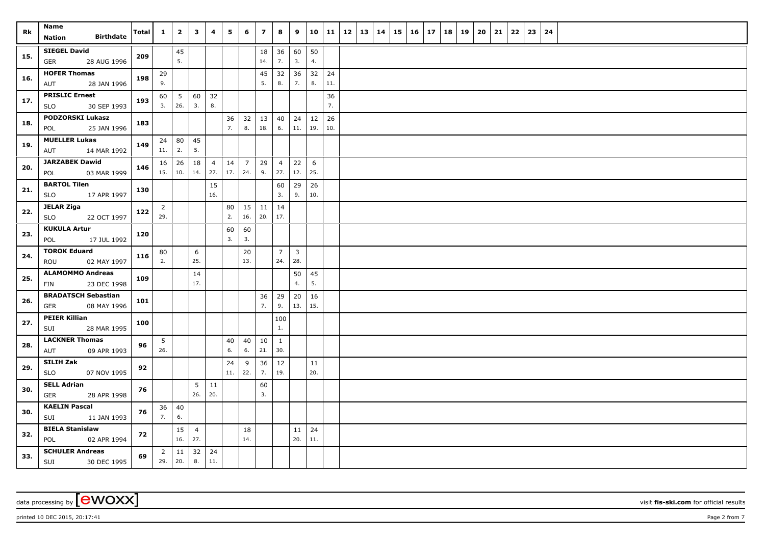| Rk | Name<br>Nation Birthdate | Total | 1 | 2 | 3 | 4 | 5 | 6 | 7 | 8 | 9 | 10 | 11 | 12 | 13 | 14 | 15 | 16 | 17 | 18 | 19 | 20 | 21 | 22 | 23 | 24 |
|---|---|---|---|---|---|---|---|---|---|---|---|---|---|---|---|---|---|---|---|---|---|---|---|---|---|---|
| 15. | **SIEGEL David**<br>GER 28 AUG 1996 | 209 | | 45<br>5. | | | | | 18<br>14. | 36<br>7. | 60<br>3. | 50<br>4. | | | | | | | | | | | | | | |
| 16. | **HOFER Thomas**<br>AUT 28 JAN 1996 | 198 | 29<br>9. | | | | | | 45<br>5. | 32<br>8. | 36<br>7. | 32<br>8. | 24<br>11. | | | | | | | | | | | | | |
| 17. | **PRISLIC Ernest**<br>SLO 30 SEP 1993 | 193 | 60<br>3. | 5<br>26. | 60<br>3. | 32<br>8. | | | | | | | 36<br>7. | | | | | | | | | | | | | |
| 18. | **PODZORSKI Lukasz**<br>POL 25 JAN 1996 | 183 | | | | | 36<br>7. | 32<br>8. | 13<br>18. | 40<br>6. | 24<br>11. | 12<br>19. | 26<br>10. | | | | | | | | | | | | | |
| 19. | **MUELLER Lukas**<br>AUT 14 MAR 1992 | 149 | 24<br>11. | 80<br>2. | 45<br>5. | | | | | | | | | | | | | | | | | | | | | |
| 20. | **JARZABEK Dawid**<br>POL 03 MAR 1999 | 146 | 16<br>15. | 26<br>10. | 18<br>14. | 4<br>27. | 14<br>17. | 7<br>24. | 29<br>9. | 4<br>27. | 22<br>12. | 6<br>25. | | | | | | | | | | | | | | |
| 21. | **BARTOL Tilen**<br>SLO 17 APR 1997 | 130 | | | | 15<br>16. | | | | 60<br>3. | 29<br>9. | 26<br>10. | | | | | | | | | | | | | | |
| 22. | **JELAR Ziga**<br>SLO 22 OCT 1997 | 122 | 2<br>29. | | | | 80<br>2. | 15<br>16. | 11<br>20. | 14<br>17. | | | | | | | | | | | | | | | | |
| 23. | **KUKULA Artur**<br>POL 17 JUL 1992 | 120 | | | | | 60<br>3. | 60<br>3. | | | | | | | | | | | | | | | | | | |
| 24. | **TOROK Eduard**<br>ROU 02 MAY 1997 | 116 | 80<br>2. | | 6<br>25. | | | 20<br>13. | | 7<br>24. | 3<br>28. | | | | | | | | | | | | | | | |
| 25. | **ALAMOMMO Andreas**<br>FIN 23 DEC 1998 | 109 | | | 14<br>17. | | | | | | 50<br>4. | 45<br>5. | | | | | | | | | | | | | | |
| 26. | **BRADATSCH Sebastian**<br>GER 08 MAY 1996 | 101 | | | | | | | 36<br>7. | 29<br>9. | 20<br>13. | 16<br>15. | | | | | | | | | | | | | | |
| 27. | **PEIER Killian**<br>SUI 28 MAR 1995 | 100 | | | | | | | | 100<br>1. | | | | | | | | | | | | | | | | |
| 28. | **LACKNER Thomas**<br>AUT 09 APR 1993 | 96 | 5<br>26. | | | | 40<br>6. | 40<br>6. | 10<br>21. | 1<br>30. | | | | | | | | | | | | | | | | |
| 29. | **SILIH Zak**<br>SLO 07 NOV 1995 | 92 | | | | | 24<br>11. | 9<br>22. | 36<br>7. | 12<br>19. | | 11<br>20. | | | | | | | | | | | | | | |
| 30. | **SELL Adrian**<br>GER 28 APR 1998 | 76 | | | 5<br>26. | 11<br>20. | | | 60<br>3. | | | | | | | | | | | | | | | | | |
| 30. | **KAELIN Pascal**<br>SUI 11 JAN 1993 | 76 | 36<br>7. | 40<br>6. | | | | | | | | | | | | | | | | | | | | | | |
| 32. | **BIELA Stanislaw**<br>POL 02 APR 1994 | 72 | | 15<br>16. | 4<br>27. | | | 18<br>14. | | | 11<br>20. | 24<br>11. | | | | | | | | | | | | | | |
| 33. | **SCHULER Andreas**<br>SUI 30 DEC 1995 | 69 | 2<br>29. | 11<br>20. | 32<br>8. | 24<br>11. | | | | | | | | | | | | | | | | | | | | |

data processing by [ewoxx] visit **fis-ski.com** for official results

printed 10 DEC 2015, 20:17:41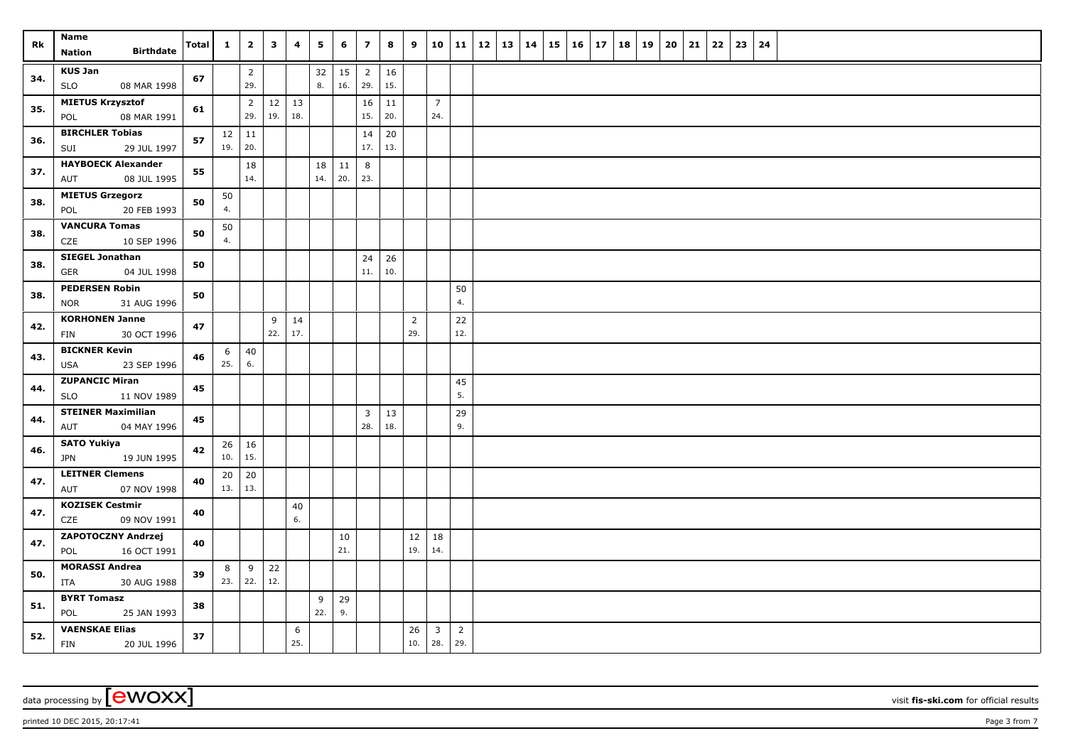| Rk | Name<br>Nation Birthdate | Total | 1 | 2 | 3 | 4 | 5 | 6 | 7 | 8 | 9 | 10 | 11 | 12 | 13 | 14 | 15 | 16 | 17 | 18 | 19 | 20 | 21 | 22 | 23 | 24 |
|---|---|---|---|---|---|---|---|---|---|---|---|---|---|---|---|---|---|---|---|---|---|---|---|---|---|---|
| 34. | **KUS Jan**<br>SLO 08 MAR 1998 | 67 | | 2<br>29. | | | 32<br>8. | 15<br>16. | 2<br>29. | 16<br>15. | | | | | | | | | | | | | | | | |
| 35. | **MIETUS Krzysztof**<br>POL 08 MAR 1991 | 61 | | 2<br>29. | 12<br>19. | 13<br>18. | | | 16<br>15. | 11<br>20. | | 7<br>24. | | | | | | | | | | | | | | |
| 36. | **BIRCHLER Tobias**<br>SUI 29 JUL 1997 | 57 | 12<br>19. | 11<br>20. | | | | | 14<br>17. | 20<br>13. | | | | | | | | | | | | | | | | |
| 37. | **HAYBOECK Alexander**<br>AUT 08 JUL 1995 | 55 | | 18<br>14. | | | 18<br>14. | 11<br>20. | 8<br>23. | | | | | | | | | | | | | | | | | |
| 38. | **MIETUS Grzegorz**<br>POL 20 FEB 1993 | 50 | 50<br>4. | | | | | | | | | | | | | | | | | | | | | | | |
| 38. | **VANCURA Tomas**<br>CZE 10 SEP 1996 | 50 | 50<br>4. | | | | | | | | | | | | | | | | | | | | | | | |
| 38. | **SIEGEL Jonathan**<br>GER 04 JUL 1998 | 50 | | | | | | | 24<br>11. | 26<br>10. | | | | | | | | | | | | | | | | |
| 38. | **PEDERSEN Robin**<br>NOR 31 AUG 1996 | 50 | | | | | | | | | | | 50<br>4. | | | | | | | | | | | | | |
| 42. | **KORHONEN Janne**<br>FIN 30 OCT 1996 | 47 | | | 9<br>22. | 14<br>17. | | | | | 2<br>29. | | 22<br>12. | | | | | | | | | | | | | |
| 43. | **BICKNER Kevin**<br>USA 23 SEP 1996 | 46 | 6<br>25. | 40<br>6. | | | | | | | | | | | | | | | | | | | | | | |
| 44. | **ZUPANCIC Miran**<br>SLO 11 NOV 1989 | 45 | | | | | | | | | | | 45<br>5. | | | | | | | | | | | | | |
| 44. | **STEINER Maximilian**<br>AUT 04 MAY 1996 | 45 | | | | | | | 3<br>28. | 13<br>18. | | | 29<br>9. | | | | | | | | | | | | | |
| 46. | **SATO Yukiya**<br>JPN 19 JUN 1995 | 42 | 26<br>10. | 16<br>15. | | | | | | | | | | | | | | | | | | | | | | |
| 47. | **LEITNER Clemens**<br>AUT 07 NOV 1998 | 40 | 20<br>13. | 20<br>13. | | | | | | | | | | | | | | | | | | | | | | |
| 47. | **KOZISEK Cestmir**<br>CZE 09 NOV 1991 | 40 | | | | 40<br>6. | | | | | | | | | | | | | | | | | | | | |
| 47. | **ZAPOTOCZNY Andrzej**<br>POL 16 OCT 1991 | 40 | | | | | | 10<br>21. | | | 12<br>19. | 18<br>14. | | | | | | | | | | | | | | |
| 50. | **MORASSI Andrea**<br>ITA 30 AUG 1988 | 39 | 8<br>23. | 9<br>22. | 22<br>12. | | | | | | | | | | | | | | | | | | | | | |
| 51. | **BYRT Tomasz**<br>POL 25 JAN 1993 | 38 | | | | | 9<br>22. | 29<br>9. | | | | | | | | | | | | | | | | | | |
| 52. | **VAENSKAE Elias**<br>FIN 20 JUL 1996 | 37 | | | | 6<br>25. | | | | | 26<br>10. | 3<br>28. | 2<br>29. | | | | | | | | | | | | | |

data processing by [ewoxx] visit **fis-ski.com** for official results

printed 10 DEC 2015, 20:17:41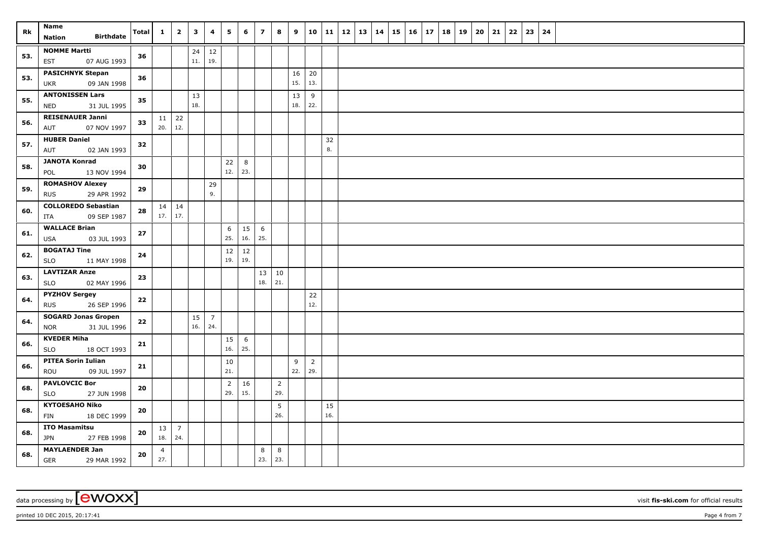| Rk | Name<br>Nation Birthdate | Total | 1 | 2 | 3 | 4 | 5 | 6 | 7 | 8 | 9 | 10 | 11 | 12 | 13 | 14 | 15 | 16 | 17 | 18 | 19 | 20 | 21 | 22 | 23 | 24 |
|---|---|---|---|---|---|---|---|---|---|---|---|---|---|---|---|---|---|---|---|---|---|---|---|---|---|---|
| 53. | **NOMME Martti**<br>EST 07 AUG 1993 | **36** | | | 24<br>11. | 12<br>19. | | | | | | | | | | | | | | | | | | | | |
| 53. | **PASICHNYK Stepan**<br>UKR 09 JAN 1998 | **36** | | | | | | | | | 16<br>15. | 20<br>13. | | | | | | | | | | | | | | |
| 55. | **ANTONISSEN Lars**<br>NED 31 JUL 1995 | **35** | | | 13<br>18. | | | | | | 13<br>18. | 9<br>22. | | | | | | | | | | | | | | |
| 56. | **REISENAUER Janni**<br>AUT 07 NOV 1997 | **33** | 11<br>20. | 22<br>12. | | | | | | | | | | | | | | | | | | | | | | |
| 57. | **HUBER Daniel**<br>AUT 02 JAN 1993 | **32** | | | | | | | | | | | 32<br>8. | | | | | | | | | | | | | |
| 58. | **JANOTA Konrad**<br>POL 13 NOV 1994 | **30** | | | | | 22<br>12. | 8<br>23. | | | | | | | | | | | | | | | | | | |
| 59. | **ROMASHOV Alexey**<br>RUS 29 APR 1992 | **29** | | | | 29<br>9. | | | | | | | | | | | | | | | | | | | | |
| 60. | **COLLOREDO Sebastian**<br>ITA 09 SEP 1987 | **28** | 14<br>17. | 14<br>17. | | | | | | | | | | | | | | | | | | | | | | |
| 61. | **WALLACE Brian**<br>USA 03 JUL 1993 | **27** | | | | | 6<br>25. | 15<br>16. | 6<br>25. | | | | | | | | | | | | | | | | | |
| 62. | **BOGATAJ Tine**<br>SLO 11 MAY 1998 | **24** | | | | | 12<br>19. | 12<br>19. | | | | | | | | | | | | | | | | | | |
| 63. | **LAVTIZAR Anze**<br>SLO 02 MAY 1996 | **23** | | | | | | | 13<br>18. | 10<br>21. | | | | | | | | | | | | | | | | |
| 64. | **PYZHOV Sergey**<br>RUS 26 SEP 1996 | **22** | | | | | | | | | | 22<br>12. | | | | | | | | | | | | | | |
| 64. | **SOGARD Jonas Gropen**<br>NOR 31 JUL 1996 | **22** | | | 15<br>16. | 7<br>24. | | | | | | | | | | | | | | | | | | | | |
| 66. | **KVEDER Miha**<br>SLO 18 OCT 1993 | **21** | | | | | 15<br>16. | 6<br>25. | | | | | | | | | | | | | | | | | | |
| 66. | **PITEA Sorin Iulian**<br>ROU 09 JUL 1997 | **21** | | | | | 10<br>21. | | | | 9<br>22. | 2<br>29. | | | | | | | | | | | | | | |
| 68. | **PAVLOVCIC Bor**<br>SLO 27 JUN 1998 | **20** | | | | | 2<br>29. | 16<br>15. | | 2<br>29. | | | | | | | | | | | | | | | | |
| 68. | **KYTOESAHO Niko**<br>FIN 18 DEC 1999 | **20** | | | | | | | | 5<br>26. | | | 15<br>16. | | | | | | | | | | | | | |
| 68. | **ITO Masamitsu**<br>JPN 27 FEB 1998 | **20** | 13<br>18. | 7<br>24. | | | | | | | | | | | | | | | | | | | | | | |
| 68. | **MAYLAENDER Jan**<br>GER 29 MAR 1992 | **20** | 4<br>27. | | | | | | 8<br>23. | 8<br>23. | | | | | | | | | | | | | | | | |

data processing by [ewoxx] visit **fis-ski.com** for official results

printed 10 DEC 2015, 20:17:41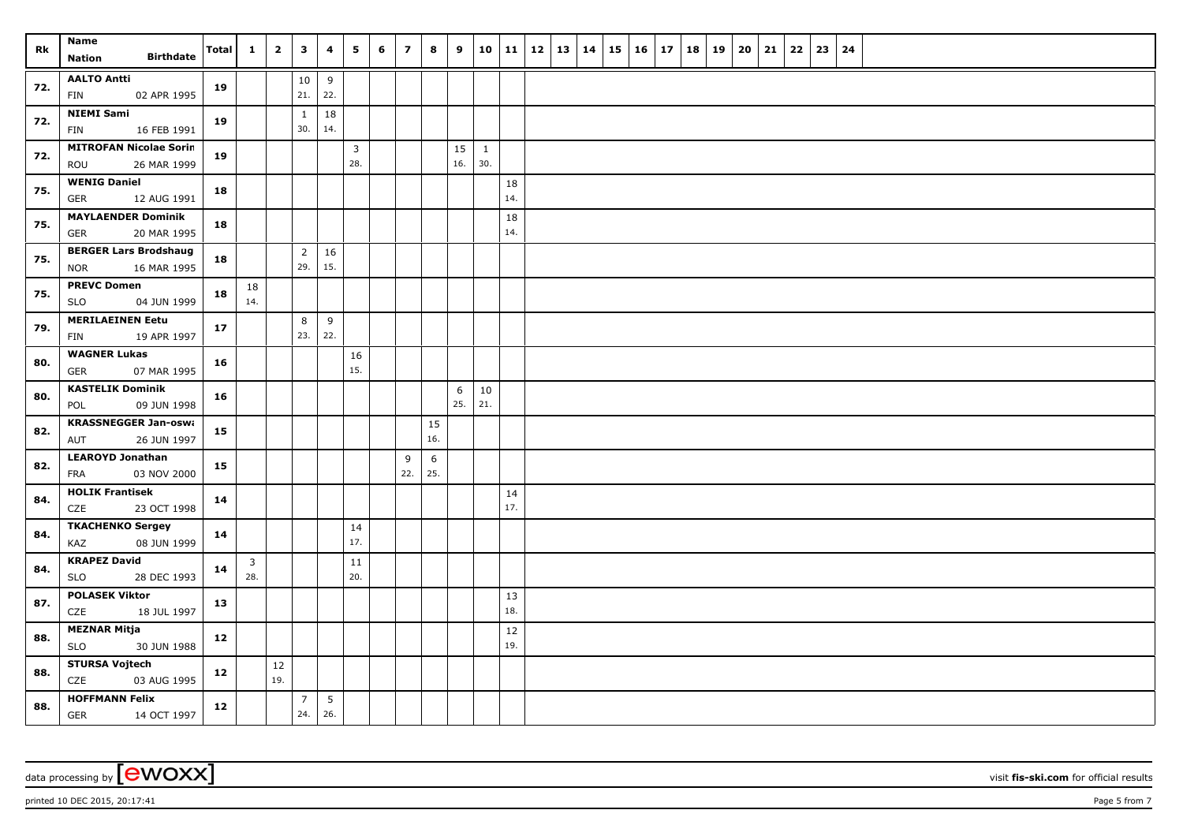| Rk | Name<br>Nation Birthdate | Total | 1 | 2 | 3 | 4 | 5 | 6 | 7 | 8 | 9 | 10 | 11 | 12 | 13 | 14 | 15 | 16 | 17 | 18 | 19 | 20 | 21 | 22 | 23 | 24 |
|---|---|---|---|---|---|---|---|---|---|---|---|---|---|---|---|---|---|---|---|---|---|---|---|---|---|---|
| 72. | **AALTO Antti**<br>FIN 02 APR 1995 | **19** | | | 10<br>21. | 9<br>22. | | | | | | | | | | | | | | | | | | | | |
| 72. | **NIEMI Sami**<br>FIN 16 FEB 1991 | **19** | | | 1<br>30. | 18<br>14. | | | | | | | | | | | | | | | | | | | | |
| 72. | **MITROFAN Nicolae Sorin**<br>ROU 26 MAR 1999 | **19** | | | | | 3<br>28. | | | | 15<br>16. | 1<br>30. | | | | | | | | | | | | | | |
| 75. | **WENIG Daniel**<br>GER 12 AUG 1991 | **18** | | | | | | | | | | | 18<br>14. | | | | | | | | | | | | | |
| 75. | **MAYLAENDER Dominik**<br>GER 20 MAR 1995 | **18** | | | | | | | | | | | 18<br>14. | | | | | | | | | | | | | |
| 75. | **BERGER Lars Brodshaug**<br>NOR 16 MAR 1995 | **18** | | | 2<br>29. | 16<br>15. | | | | | | | | | | | | | | | | | | | | |
| 75. | **PREVC Domen**<br>SLO 04 JUN 1999 | **18** | 18<br>14. | | | | | | | | | | | | | | | | | | | | | | | |
| 79. | **MERILAEINEN Eetu**<br>FIN 19 APR 1997 | **17** | | | 8<br>23. | 9<br>22. | | | | | | | | | | | | | | | | | | | | |
| 80. | **WAGNER Lukas**<br>GER 07 MAR 1995 | **16** | | | | | 16<br>15. | | | | | | | | | | | | | | | | | | | |
| 80. | **KASTELIK Dominik**<br>POL 09 JUN 1998 | **16** | | | | | | | | | 6<br>25. | 10<br>21. | | | | | | | | | | | | | | |
| 82. | **KRASSNEGGER Jan-oswa**<br>AUT 26 JUN 1997 | **15** | | | | | | | | 15<br>16. | | | | | | | | | | | | | | | | |
| 82. | **LEAROYD Jonathan**<br>FRA 03 NOV 2000 | **15** | | | | | | | 9<br>22. | 6<br>25. | | | | | | | | | | | | | | | | |
| 84. | **HOLIK Frantisek**<br>CZE 23 OCT 1998 | **14** | | | | | | | | | | | 14<br>17. | | | | | | | | | | | | | |
| 84. | **TKACHENKO Sergey**<br>KAZ 08 JUN 1999 | **14** | | | | | 14<br>17. | | | | | | | | | | | | | | | | | | | |
| 84. | **KRAPEZ David**<br>SLO 28 DEC 1993 | **14** | 3<br>28. | | | | 11<br>20. | | | | | | | | | | | | | | | | | | | |
| 87. | **POLASEK Viktor**<br>CZE 18 JUL 1997 | **13** | | | | | | | | | | | 13<br>18. | | | | | | | | | | | | | |
| 88. | **MEZNAR Mitja**<br>SLO 30 JUN 1988 | **12** | | | | | | | | | | | 12<br>19. | | | | | | | | | | | | | |
| 88. | **STURSA Vojtech**<br>CZE 03 AUG 1995 | **12** | | 12<br>19. | | | | | | | | | | | | | | | | | | | | | | |
| 88. | **HOFFMANN Felix**<br>GER 14 OCT 1997 | **12** | | | 7<br>24. | 5<br>26. | | | | | | | | | | | | | | | | | | | | |

data processing by [ewoxx] visit **fis-ski.com** for official results

printed 10 DEC 2015, 20:17:41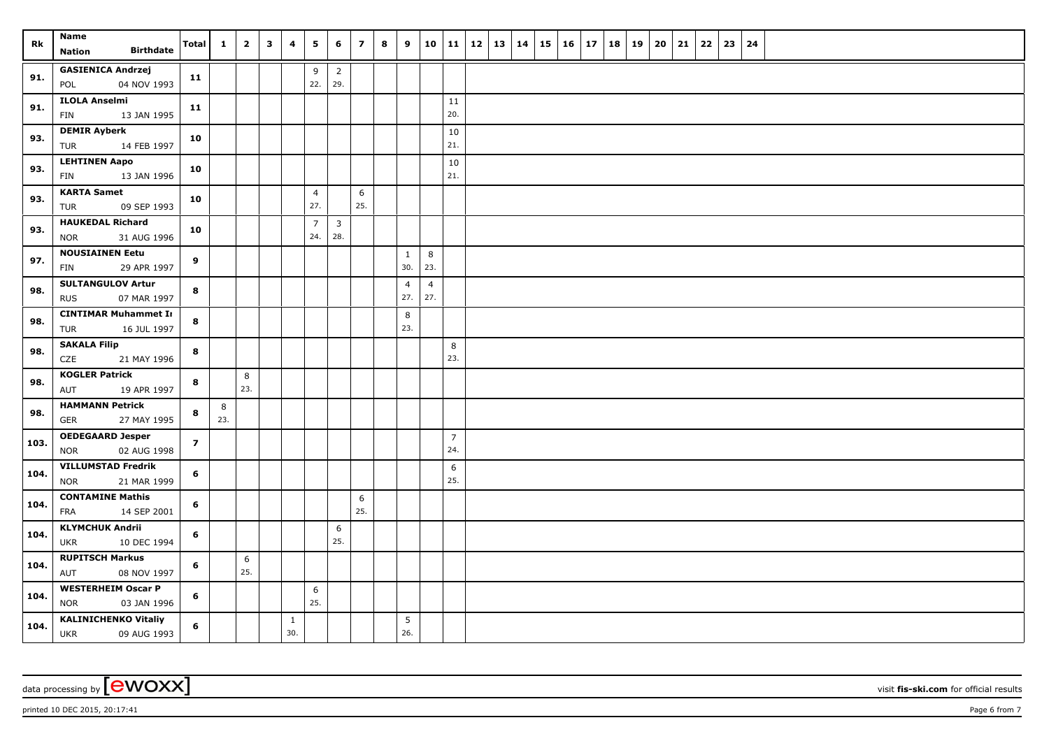| Rk | Name<br>Nation Birthdate | Total | 1 | 2 | 3 | 4 | 5 | 6 | 7 | 8 | 9 | 10 | 11 | 12 | 13 | 14 | 15 | 16 | 17 | 18 | 19 | 20 | 21 | 22 | 23 | 24 |
|---|---|---|---|---|---|---|---|---|---|---|---|---|---|---|---|---|---|---|---|---|---|---|---|---|---|---|
| 91. | GASIENICA Andrzej<br>POL 04 NOV 1993 | 11 | | | | | 9<br>22. | 2<br>29. | | | | | | | | | | | | | | | | | | |
| 91. | ILOLA Anselmi<br>FIN 13 JAN 1995 | 11 | | | | | | | | | | | 11<br>20. | | | | | | | | | | | | | |
| 93. | DEMIR Ayberk<br>TUR 14 FEB 1997 | 10 | | | | | | | | | | | 10<br>21. | | | | | | | | | | | | | |
| 93. | LEHTINEN Aapo<br>FIN 13 JAN 1996 | 10 | | | | | | | | | | | 10<br>21. | | | | | | | | | | | | | |
| 93. | KARTA Samet<br>TUR 09 SEP 1993 | 10 | | | | | 4<br>27. | | 6<br>25. | | | | | | | | | | | | | | | | | |
| 93. | HAUKEDAL Richard<br>NOR 31 AUG 1996 | 10 | | | | | 7<br>24. | 3<br>28. | | | | | | | | | | | | | | | | | | |
| 97. | NOUSIAINEN Eetu<br>FIN 29 APR 1997 | 9 | | | | | | | | | 1<br>30. | 8<br>23. | | | | | | | | | | | | | | |
| 98. | SULTANGULOV Artur<br>RUS 07 MAR 1997 | 8 | | | | | | | | | 4<br>27. | 4<br>27. | | | | | | | | | | | | | | |
| 98. | CINTIMAR Muhammet Ir<br>TUR 16 JUL 1997 | 8 | | | | | | | | | 8<br>23. | | | | | | | | | | | | | | | |
| 98. | SAKALA Filip<br>CZE 21 MAY 1996 | 8 | | | | | | | | | | | 8<br>23. | | | | | | | | | | | | | |
| 98. | KOGLER Patrick<br>AUT 19 APR 1997 | 8 | | 8<br>23. | | | | | | | | | | | | | | | | | | | | | | |
| 98. | HAMMANN Petrick<br>GER 27 MAY 1995 | 8 | 8<br>23. | | | | | | | | | | | | | | | | | | | | | | | |
| 103. | OEDEGAARD Jesper<br>NOR 02 AUG 1998 | 7 | | | | | | | | | | | 7<br>24. | | | | | | | | | | | | | |
| 104. | VILLUMSTAD Fredrik<br>NOR 21 MAR 1999 | 6 | | | | | | | | | | | 6<br>25. | | | | | | | | | | | | | |
| 104. | CONTAMINE Mathis<br>FRA 14 SEP 2001 | 6 | | | | | | | 6<br>25. | | | | | | | | | | | | | | | | | |
| 104. | KLYMCHUK Andrii<br>UKR 10 DEC 1994 | 6 | | | | | | 6<br>25. | | | | | | | | | | | | | | | | | | |
| 104. | RUPITSCH Markus<br>AUT 08 NOV 1997 | 6 | | 6<br>25. | | | | | | | | | | | | | | | | | | | | | | |
| 104. | WESTERHEIM Oscar P<br>NOR 03 JAN 1996 | 6 | | | | | 6<br>25. | | | | | | | | | | | | | | | | | | | |
| 104. | KALINICHENKO Vitaliy<br>UKR 09 AUG 1993 | 6 | | | | 1<br>30. | | | | | 5<br>26. | | | | | | | | | | | | | | | |

data processing by [ewoxx] visit fis-ski.com for official results

printed 10 DEC 2015, 20:17:41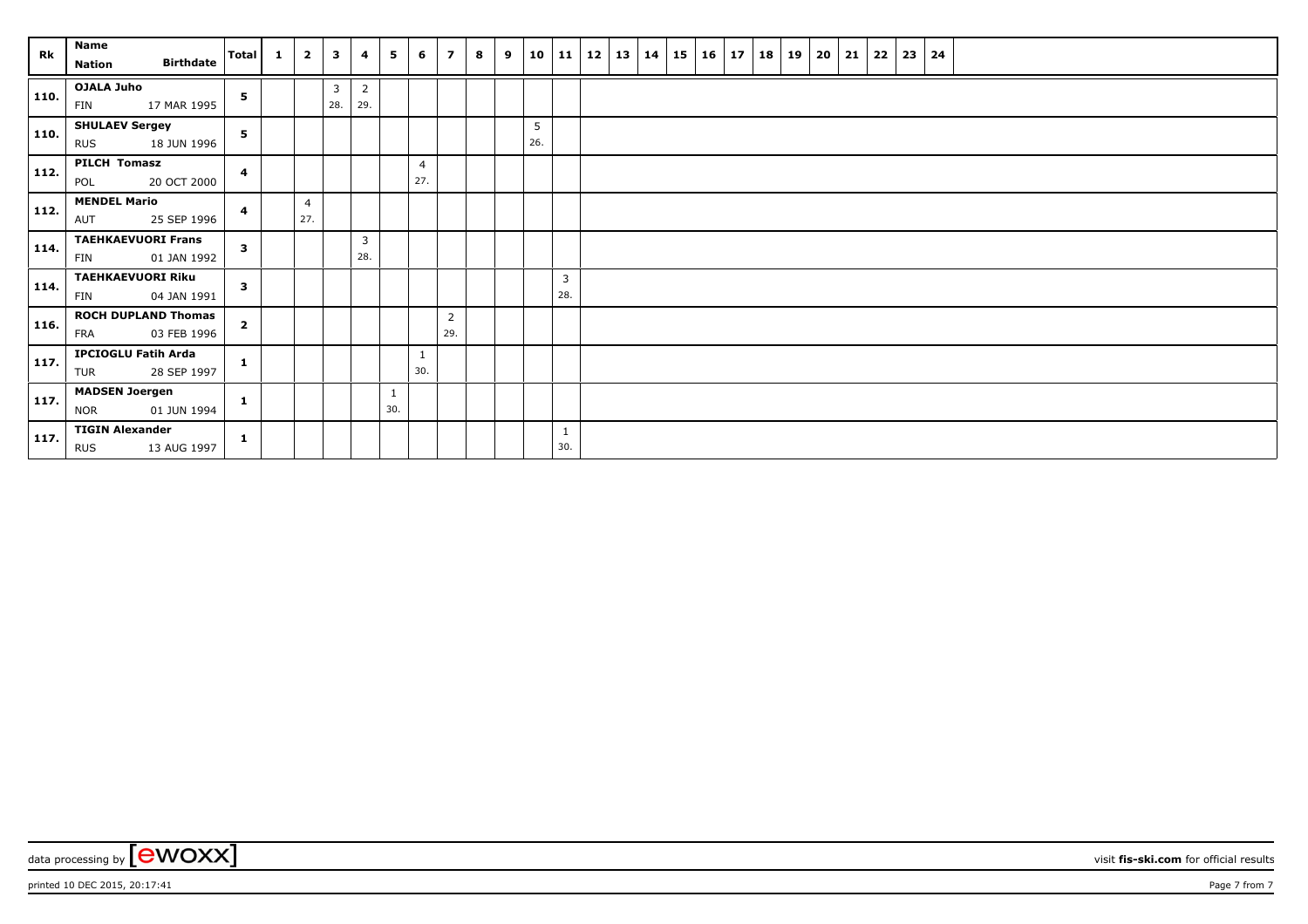| Rk | Name / Nation / Birthdate | Total | 1 | 2 | 3 | 4 | 5 | 6 | 7 | 8 | 9 | 10 | 11 | 12 | 13 | 14 | 15 | 16 | 17 | 18 | 19 | 20 | 21 | 22 | 23 | 24 |
|---|---|---|---|---|---|---|---|---|---|---|---|---|---|---|---|---|---|---|---|---|---|---|---|---|---|---|
| 110. | **OJALA Juho** FIN 17 MAR 1995 | **5** | | | 3 28. | 2 29. | | | | | | | | | | | | | | | | | | | | |
| 110. | **SHULAEV Sergey** RUS 18 JUN 1996 | **5** | | | | | | | | | | 5 26. | | | | | | | | | | | | | | |
| 112. | **PILCH Tomasz** POL 20 OCT 2000 | **4** | | | | | | 4 27. | | | | | | | | | | | | | | | | | | |
| 112. | **MENDEL Mario** AUT 25 SEP 1996 | **4** | | 4 27. | | | | | | | | | | | | | | | | | | | | | | |
| 114. | **TAEHKAEVUORI Frans** FIN 01 JAN 1992 | **3** | | | | 3 28. | | | | | | | | | | | | | | | | | | | | |
| 114. | **TAEHKAEVUORI Riku** FIN 04 JAN 1991 | **3** | | | | | | | | | | | 3 28. | | | | | | | | | | | | | |
| 116. | **ROCH DUPLAND Thomas** FRA 03 FEB 1996 | **2** | | | | | | | 2 29. | | | | | | | | | | | | | | | | | |
| 117. | **IPCIOGLU Fatih Arda** TUR 28 SEP 1997 | **1** | | | | | | 1 30. | | | | | | | | | | | | | | | | | | |
| 117. | **MADSEN Joergen** NOR 01 JUN 1994 | **1** | | | | | 1 30. | | | | | | | | | | | | | | | | | | | |
| 117. | **TIGIN Alexander** RUS 13 AUG 1997 | **1** | | | | | | | | | | | 1 30. | | | | | | | | | | | | | |

data processing by [ewoxx] visit **fis-ski.com** for official results

printed 10 DEC 2015, 20:17:41